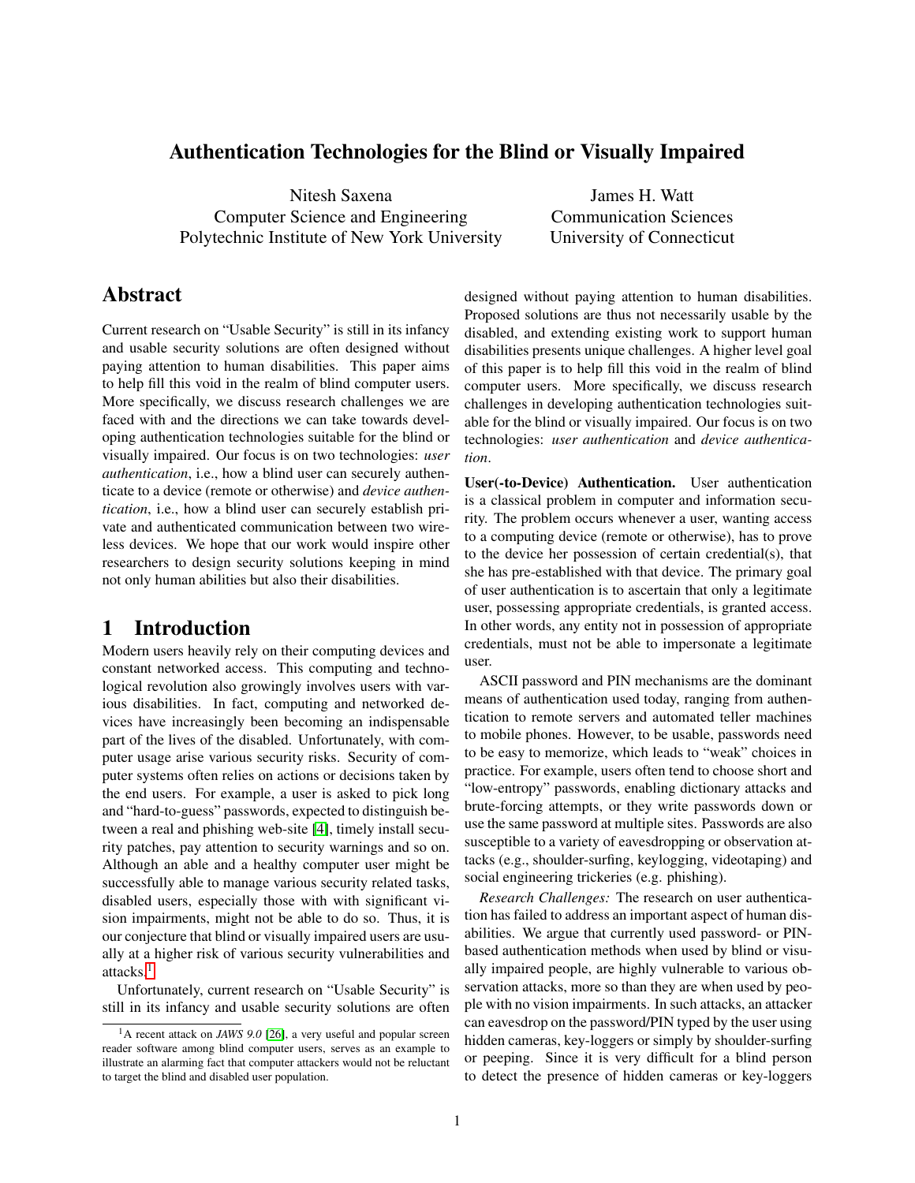# Authentication Technologies for the Blind or Visually Impaired

Nitesh Saxena
Computer Science and Engineering
Polytechnic Institute of New York University

James H. Watt
Communication Sciences
University of Connecticut

## Abstract

Current research on "Usable Security" is still in its infancy and usable security solutions are often designed without paying attention to human disabilities. This paper aims to help fill this void in the realm of blind computer users. More specifically, we discuss research challenges we are faced with and the directions we can take towards developing authentication technologies suitable for the blind or visually impaired. Our focus is on two technologies: *user authentication*, i.e., how a blind user can securely authenticate to a device (remote or otherwise) and *device authentication*, i.e., how a blind user can securely establish private and authenticated communication between two wireless devices. We hope that our work would inspire other researchers to design security solutions keeping in mind not only human abilities but also their disabilities.

## 1 Introduction

Modern users heavily rely on their computing devices and constant networked access. This computing and technological revolution also growingly involves users with various disabilities. In fact, computing and networked devices have increasingly been becoming an indispensable part of the lives of the disabled. Unfortunately, with computer usage arise various security risks. Security of computer systems often relies on actions or decisions taken by the end users. For example, a user is asked to pick long and "hard-to-guess" passwords, expected to distinguish between a real and phishing web-site [4], timely install security patches, pay attention to security warnings and so on. Although an able and a healthy computer user might be successfully able to manage various security related tasks, disabled users, especially those with with significant vision impairments, might not be able to do so. Thus, it is our conjecture that blind or visually impaired users are usually at a higher risk of various security vulnerabilities and attacks.[1]

Unfortunately, current research on "Usable Security" is still in its infancy and usable security solutions are often designed without paying attention to human disabilities. Proposed solutions are thus not necessarily usable by the disabled, and extending existing work to support human disabilities presents unique challenges. A higher level goal of this paper is to help fill this void in the realm of blind computer users. More specifically, we discuss research challenges in developing authentication technologies suitable for the blind or visually impaired. Our focus is on two technologies: *user authentication* and *device authentication*.

**User(-to-Device) Authentication.** User authentication is a classical problem in computer and information security. The problem occurs whenever a user, wanting access to a computing device (remote or otherwise), has to prove to the device her possession of certain credential(s), that she has pre-established with that device. The primary goal of user authentication is to ascertain that only a legitimate user, possessing appropriate credentials, is granted access. In other words, any entity not in possession of appropriate credentials, must not be able to impersonate a legitimate user.

ASCII password and PIN mechanisms are the dominant means of authentication used today, ranging from authentication to remote servers and automated teller machines to mobile phones. However, to be usable, passwords need to be easy to memorize, which leads to "weak" choices in practice. For example, users often tend to choose short and "low-entropy" passwords, enabling dictionary attacks and brute-forcing attempts, or they write passwords down or use the same password at multiple sites. Passwords are also susceptible to a variety of eavesdropping or observation attacks (e.g., shoulder-surfing, keylogging, videotaping) and social engineering trickeries (e.g. phishing).

*Research Challenges:* The research on user authentication has failed to address an important aspect of human disabilities. We argue that currently used password- or PIN-based authentication methods when used by blind or visually impaired people, are highly vulnerable to various observation attacks, more so than they are when used by people with no vision impairments. In such attacks, an attacker can eavesdrop on the password/PIN typed by the user using hidden cameras, key-loggers or simply by shoulder-surfing or peeping. Since it is very difficult for a blind person to detect the presence of hidden cameras or key-loggers

[1] A recent attack on *JAWS 9.0* [26], a very useful and popular screen reader software among blind computer users, serves as an example to illustrate an alarming fact that computer attackers would not be reluctant to target the blind and disabled user population.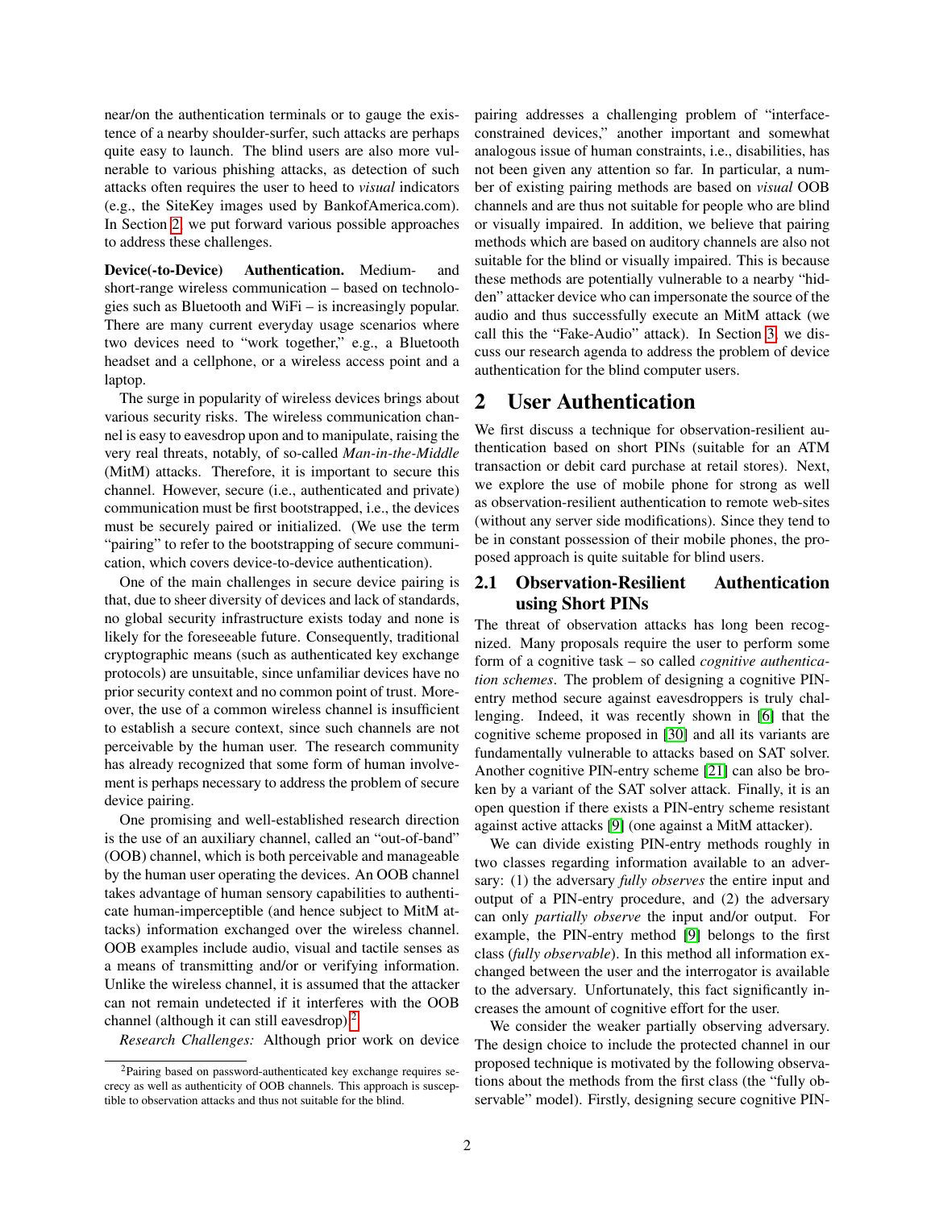near/on the authentication terminals or to gauge the existence of a nearby shoulder-surfer, such attacks are perhaps quite easy to launch. The blind users are also more vulnerable to various phishing attacks, as detection of such attacks often requires the user to heed to *visual* indicators (e.g., the SiteKey images used by BankofAmerica.com). In Section 2, we put forward various possible approaches to address these challenges.

**Device(-to-Device) Authentication.** Medium- and short-range wireless communication – based on technologies such as Bluetooth and WiFi – is increasingly popular. There are many current everyday usage scenarios where two devices need to "work together," e.g., a Bluetooth headset and a cellphone, or a wireless access point and a laptop.

The surge in popularity of wireless devices brings about various security risks. The wireless communication channel is easy to eavesdrop upon and to manipulate, raising the very real threats, notably, of so-called *Man-in-the-Middle* (MitM) attacks. Therefore, it is important to secure this channel. However, secure (i.e., authenticated and private) communication must be first bootstrapped, i.e., the devices must be securely paired or initialized. (We use the term "pairing" to refer to the bootstrapping of secure communication, which covers device-to-device authentication).

One of the main challenges in secure device pairing is that, due to sheer diversity of devices and lack of standards, no global security infrastructure exists today and none is likely for the foreseeable future. Consequently, traditional cryptographic means (such as authenticated key exchange protocols) are unsuitable, since unfamiliar devices have no prior security context and no common point of trust. Moreover, the use of a common wireless channel is insufficient to establish a secure context, since such channels are not perceivable by the human user. The research community has already recognized that some form of human involvement is perhaps necessary to address the problem of secure device pairing.

One promising and well-established research direction is the use of an auxiliary channel, called an "out-of-band" (OOB) channel, which is both perceivable and manageable by the human user operating the devices. An OOB channel takes advantage of human sensory capabilities to authenticate human-imperceptible (and hence subject to MitM attacks) information exchanged over the wireless channel. OOB examples include audio, visual and tactile senses as a means of transmitting and/or verifying information. Unlike the wireless channel, it is assumed that the attacker can not remain undetected if it interferes with the OOB channel (although it can still eavesdrop).[2]

*Research Challenges:* Although prior work on device pairing addresses a challenging problem of "interface-constrained devices," another important and somewhat analogous issue of human constraints, i.e., disabilities, has not been given any attention so far. In particular, a number of existing pairing methods are based on *visual* OOB channels and are thus not suitable for people who are blind or visually impaired. In addition, we believe that pairing methods which are based on auditory channels are also not suitable for the blind or visually impaired. This is because these methods are potentially vulnerable to a nearby "hidden" attacker device who can impersonate the source of the audio and thus successfully execute an MitM attack (we call this the "Fake-Audio" attack). In Section 3, we discuss our research agenda to address the problem of device authentication for the blind computer users.

[2]Pairing based on password-authenticated key exchange requires secrecy as well as authenticity of OOB channels. This approach is susceptible to observation attacks and thus not suitable for the blind.

# 2 User Authentication

We first discuss a technique for observation-resilient authentication based on short PINs (suitable for an ATM transaction or debit card purchase at retail stores). Next, we explore the use of mobile phone for strong as well as observation-resilient authentication to remote web-sites (without any server side modifications). Since they tend to be in constant possession of their mobile phones, the proposed approach is quite suitable for blind users.

## 2.1 Observation-Resilient Authentication using Short PINs

The threat of observation attacks has long been recognized. Many proposals require the user to perform some form of a cognitive task – so called *cognitive authentication schemes*. The problem of designing a cognitive PIN-entry method secure against eavesdroppers is truly challenging. Indeed, it was recently shown in [6] that the cognitive scheme proposed in [30] and all its variants are fundamentally vulnerable to attacks based on SAT solver. Another cognitive PIN-entry scheme [21] can also be broken by a variant of the SAT solver attack. Finally, it is an open question if there exists a PIN-entry scheme resistant against active attacks [9] (one against a MitM attacker).

We can divide existing PIN-entry methods roughly in two classes regarding information available to an adversary: (1) the adversary *fully observes* the entire input and output of a PIN-entry procedure, and (2) the adversary can only *partially observe* the input and/or output. For example, the PIN-entry method [9] belongs to the first class (*fully observable*). In this method all information exchanged between the user and the interrogator is available to the adversary. Unfortunately, this fact significantly increases the amount of cognitive effort for the user.

We consider the weaker partially observing adversary. The design choice to include the protected channel in our proposed technique is motivated by the following observations about the methods from the first class (the "fully observable" model). Firstly, designing secure cognitive PIN-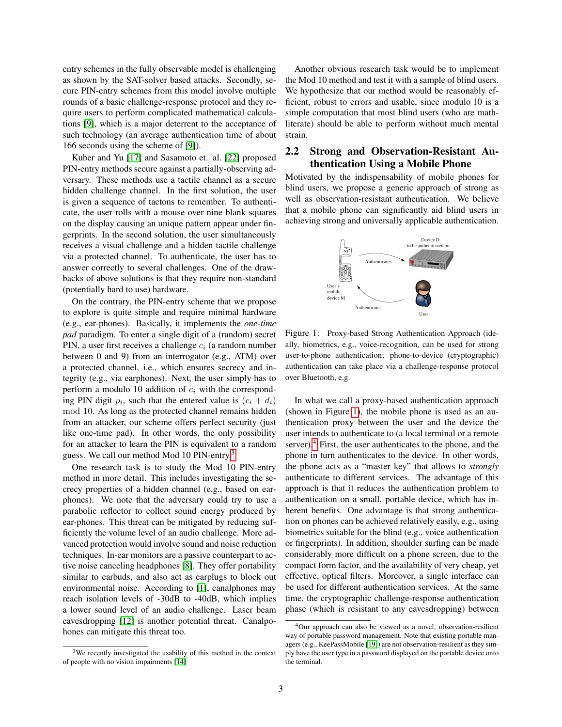entry schemes in the fully observable model is challenging as shown by the SAT-solver based attacks. Secondly, secure PIN-entry schemes from this model involve multiple rounds of a basic challenge-response protocol and they require users to perform complicated mathematical calculations [9], which is a major deterrent to the acceptance of such technology (an average authentication time of about 166 seconds using the scheme of [9]).

Kuber and Yu [17] and Sasamoto et. al. [22] proposed PIN-entry methods secure against a partially-observing adversary. These methods use a tactile channel as a secure hidden challenge channel. In the first solution, the user is given a sequence of tactons to remember. To authenticate, the user rolls with a mouse over nine blank squares on the display causing an unique pattern appear under fingerprints. In the second solution, the user simultaneously receives a visual challenge and a hidden tactile challenge via a protected channel. To authenticate, the user has to answer correctly to several challenges. One of the drawbacks of above solutions is that they require non-standard (potentially hard to use) hardware.

On the contrary, the PIN-entry scheme that we propose to explore is quite simple and require minimal hardware (e.g., ear-phones). Basically, it implements the *one-time pad* paradigm. To enter a single digit of a (random) secret PIN, a user first receives a challenge $c_i$ (a random number between 0 and 9) from an interrogator (e.g., ATM) over a protected channel, i.e., which ensures secrecy and integrity (e.g., via earphones). Next, the user simply has to perform a modulo 10 addition of $c_i$ with the corresponding PIN digit $p_i$, such that the entered value is $(c_i + d_i) \mod 10$. As long as the protected channel remains hidden from an attacker, our scheme offers perfect security (just like one-time pad). In other words, the only possibility for an attacker to learn the PIN is equivalent to a random guess. We call our method Mod 10 PIN-entry.[3]

One research task is to study the Mod 10 PIN-entry method in more detail. This includes investigating the secrecy properties of a hidden channel (e.g., based on earphones). We note that the adversary could try to use a parabolic reflector to collect sound energy produced by ear-phones. This threat can be mitigated by reducing sufficiently the volume level of an audio challenge. More advanced protection would involve sound and noise reduction techniques. In-ear monitors are a passive counterpart to active noise canceling headphones [8]. They offer portability similar to earbuds, and also act as earplugs to block out environmental noise. According to [1], canalphones may reach isolation levels of -30dB to -40dB, which implies a lower sound level of an audio challenge. Laser beam eavesdropping [12] is another potential threat. Canalpohones can mitigate this threat too.

Another obvious research task would be to implement the Mod 10 method and test it with a sample of blind users. We hypothesize that our method would be reasonably efficient, robust to errors and usable, since modulo 10 is a simple computation that most blind users (who are math-literate) should be able to perform without much mental strain.

## 2.2 Strong and Observation-Resistant Authentication Using a Mobile Phone

Motivated by the indispensability of mobile phones for blind users, we propose a generic approach of strong as well as observation-resistant authentication. We believe that a mobile phone can significantly aid blind users in achieving strong and universally applicable authentication.

Device D to be authenticated on

Authenticates

User's mobile device M

Authenticates

User

Figure 1: Proxy-based Strong Authentication Approach (ideally, biometrics, e.g., voice-recognition, can be used for strong user-to-phone authentication; phone-to-device (cryptographic) authentication can take place via a challenge-response protocol over Bluetooth, e.g.

In what we call a proxy-based authentication approach (shown in Figure 1), the mobile phone is used as an authentication proxy between the user and the device the user intends to authenticate to (a local terminal or a remote server).[4] First, the user authenticates to the phone, and the phone in turn authenticates to the device. In other words, the phone acts as a "master key" that allows to *strongly* authenticate to different services. The advantage of this approach is that it reduces the authentication problem to authentication on a small, portable device, which has inherent benefits. One advantage is that strong authentication on phones can be achieved relatively easily, e.g., using biometrics suitable for the blind (e.g., voice authentication or fingerprints). In addition, shoulder surfing can be made considerably more difficult on a phone screen, due to the compact form factor, and the availability of very cheap, yet effective, optical filters. Moreover, a single interface can be used for different authentication services. At the same time, the cryptographic challenge-response authentication phase (which is resistant to any eavesdropping) between

---

[3] We recently investigated the usability of this method in the context of people with no vision impairments [14]

[4] Our approach can also be viewed as a novel, observation-resilient way of portable password management. Note that existing portable managers (e.g., KeePassMobile [19]) are not observation-resilient as they simply have the user type in a password displayed on the portable device onto the terminal.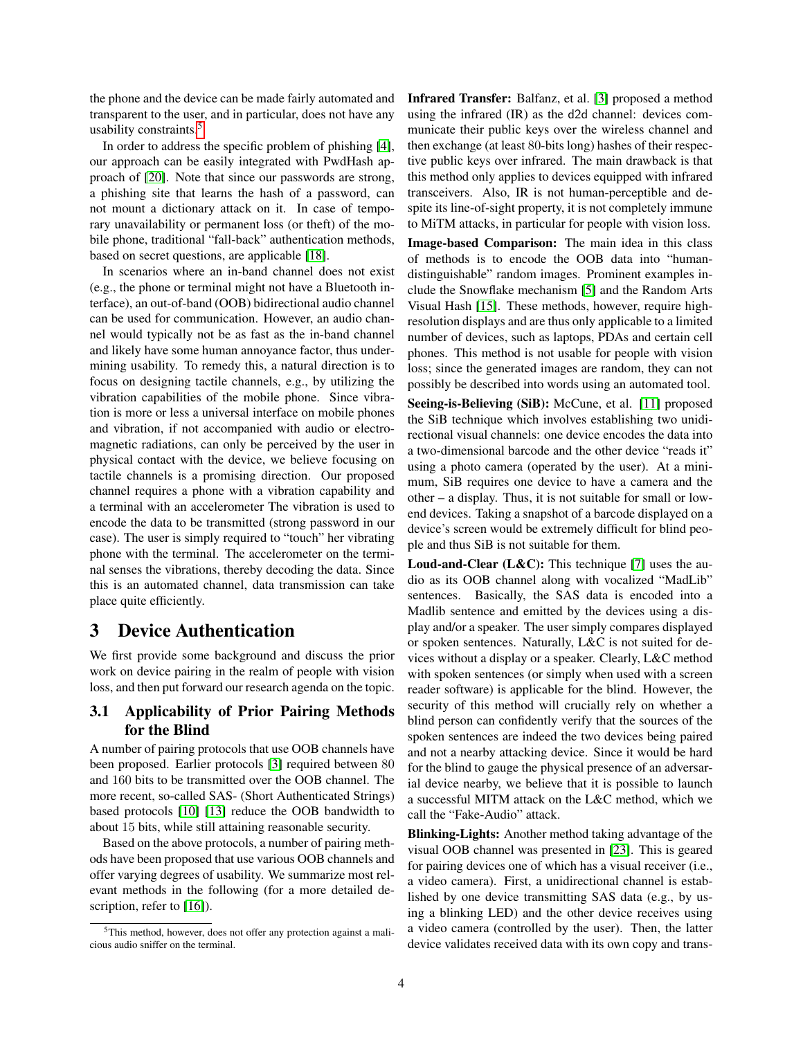the phone and the device can be made fairly automated and transparent to the user, and in particular, does not have any usability constraints[5].

In order to address the specific problem of phishing [4], our approach can be easily integrated with PwdHash approach of [20]. Note that since our passwords are strong, a phishing site that learns the hash of a password, can not mount a dictionary attack on it. In case of temporary unavailability or permanent loss (or theft) of the mobile phone, traditional "fall-back" authentication methods, based on secret questions, are applicable [18].

In scenarios where an in-band channel does not exist (e.g., the phone or terminal might not have a Bluetooth interface), an out-of-band (OOB) bidirectional audio channel can be used for communication. However, an audio channel would typically not be as fast as the in-band channel and likely have some human annoyance factor, thus undermining usability. To remedy this, a natural direction is to focus on designing tactile channels, e.g., by utilizing the vibration capabilities of the mobile phone. Since vibration is more or less a universal interface on mobile phones and vibration, if not accompanied with audio or electromagnetic radiations, can only be perceived by the user in physical contact with the device, we believe focusing on tactile channels is a promising direction. Our proposed channel requires a phone with a vibration capability and a terminal with an accelerometer The vibration is used to encode the data to be transmitted (strong password in our case). The user is simply required to "touch" her vibrating phone with the terminal. The accelerometer on the terminal senses the vibrations, thereby decoding the data. Since this is an automated channel, data transmission can take place quite efficiently.

# 3 Device Authentication

We first provide some background and discuss the prior work on device pairing in the realm of people with vision loss, and then put forward our research agenda on the topic.

## 3.1 Applicability of Prior Pairing Methods for the Blind

A number of pairing protocols that use OOB channels have been proposed. Earlier protocols [3] required between 80 and 160 bits to be transmitted over the OOB channel. The more recent, so-called SAS- (Short Authenticated Strings) based protocols [10] [13] reduce the OOB bandwidth to about 15 bits, while still attaining reasonable security.

Based on the above protocols, a number of pairing methods have been proposed that use various OOB channels and offer varying degrees of usability. We summarize most relevant methods in the following (for a more detailed description, refer to [16]).

**Infrared Transfer:** Balfanz, et al. [3] proposed a method using the infrared (IR) as the d2d channel: devices communicate their public keys over the wireless channel and then exchange (at least 80-bits long) hashes of their respective public keys over infrared. The main drawback is that this method only applies to devices equipped with infrared transceivers. Also, IR is not human-perceptible and despite its line-of-sight property, it is not completely immune to MiTM attacks, in particular for people with vision loss.

**Image-based Comparison:** The main idea in this class of methods is to encode the OOB data into "human-distinguishable" random images. Prominent examples include the Snowflake mechanism [5] and the Random Arts Visual Hash [15]. These methods, however, require high-resolution displays and are thus only applicable to a limited number of devices, such as laptops, PDAs and certain cell phones. This method is not usable for people with vision loss; since the generated images are random, they can not possibly be described into words using an automated tool.

**Seeing-is-Believing (SiB):** McCune, et al. [11] proposed the SiB technique which involves establishing two unidirectional visual channels: one device encodes the data into a two-dimensional barcode and the other device "reads it" using a photo camera (operated by the user). At a minimum, SiB requires one device to have a camera and the other – a display. Thus, it is not suitable for small or low-end devices. Taking a snapshot of a barcode displayed on a device's screen would be extremely difficult for blind people and thus SiB is not suitable for them.

**Loud-and-Clear (L&C):** This technique [7] uses the audio as its OOB channel along with vocalized "MadLib" sentences. Basically, the SAS data is encoded into a Madlib sentence and emitted by the devices using a display and/or a speaker. The user simply compares displayed or spoken sentences. Naturally, L&C is not suited for devices without a display or a speaker. Clearly, L&C method with spoken sentences (or simply when used with a screen reader software) is applicable for the blind. However, the security of this method will crucially rely on whether a blind person can confidently verify that the sources of the spoken sentences are indeed the two devices being paired and not a nearby attacking device. Since it would be hard for the blind to gauge the physical presence of an adversarial device nearby, we believe that it is possible to launch a successful MITM attack on the L&C method, which we call the "Fake-Audio" attack.

**Blinking-Lights:** Another method taking advantage of the visual OOB channel was presented in [23]. This is geared for pairing devices one of which has a visual receiver (i.e., a video camera). First, a unidirectional channel is established by one device transmitting SAS data (e.g., by using a blinking LED) and the other device receives using a video camera (controlled by the user). Then, the latter device validates received data with its own copy and trans-

[5] This method, however, does not offer any protection against a malicious audio sniffer on the terminal.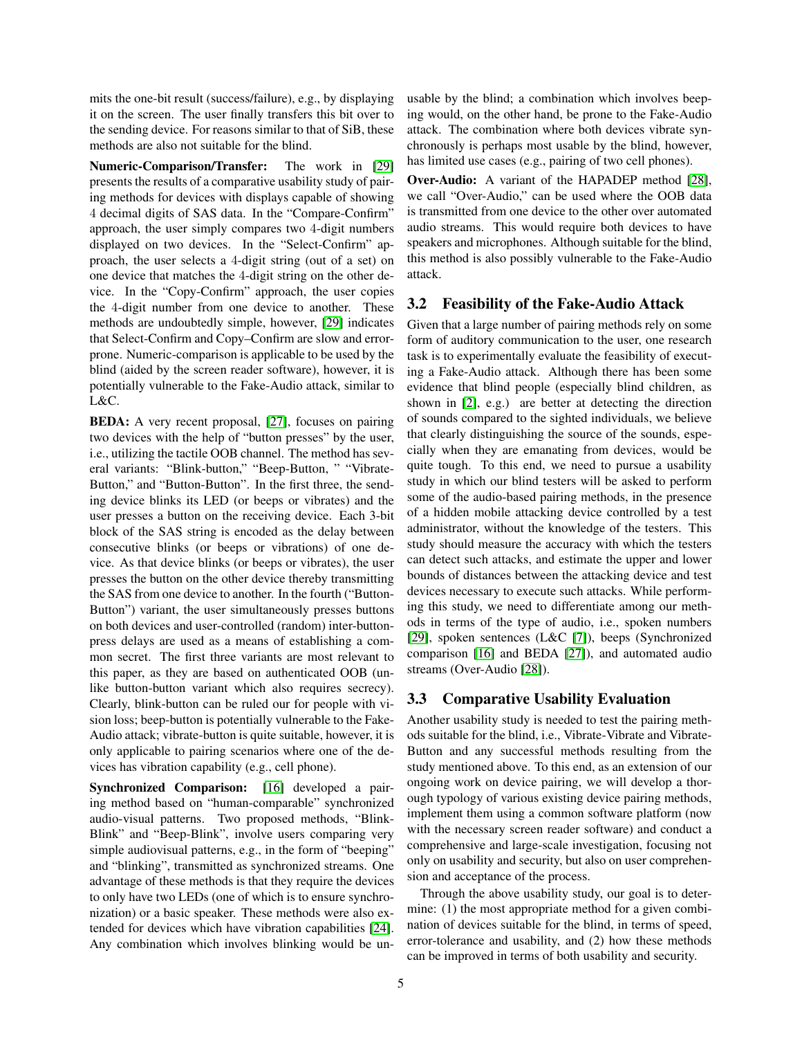mits the one-bit result (success/failure), e.g., by displaying it on the screen. The user finally transfers this bit over to the sending device. For reasons similar to that of SiB, these methods are also not suitable for the blind.

**Numeric-Comparison/Transfer:** The work in [29] presents the results of a comparative usability study of pairing methods for devices with displays capable of showing 4 decimal digits of SAS data. In the "Compare-Confirm" approach, the user simply compares two 4-digit numbers displayed on two devices. In the "Select-Confirm" approach, the user selects a 4-digit string (out of a set) on one device that matches the 4-digit string on the other device. In the "Copy-Confirm" approach, the user copies the 4-digit number from one device to another. These methods are undoubtedly simple, however, [29] indicates that Select-Confirm and Copy–Confirm are slow and error-prone. Numeric-comparison is applicable to be used by the blind (aided by the screen reader software), however, it is potentially vulnerable to the Fake-Audio attack, similar to L&C.

**BEDA:** A very recent proposal, [27], focuses on pairing two devices with the help of "button presses" by the user, i.e., utilizing the tactile OOB channel. The method has several variants: "Blink-button," "Beep-Button, " "Vibrate-Button," and "Button-Button". In the first three, the sending device blinks its LED (or beeps or vibrates) and the user presses a button on the receiving device. Each 3-bit block of the SAS string is encoded as the delay between consecutive blinks (or beeps or vibrations) of one device. As that device blinks (or beeps or vibrates), the user presses the button on the other device thereby transmitting the SAS from one device to another. In the fourth ("Button-Button") variant, the user simultaneously presses buttons on both devices and user-controlled (random) inter-button-press delays are used as a means of establishing a common secret. The first three variants are most relevant to this paper, as they are based on authenticated OOB (unlike button-button variant which also requires secrecy). Clearly, blink-button can be ruled our for people with vision loss; beep-button is potentially vulnerable to the Fake-Audio attack; vibrate-button is quite suitable, however, it is only applicable to pairing scenarios where one of the devices has vibration capability (e.g., cell phone).

**Synchronized Comparison:** [16] developed a pairing method based on "human-comparable" synchronized audio-visual patterns. Two proposed methods, "Blink-Blink" and "Beep-Blink", involve users comparing very simple audiovisual patterns, e.g., in the form of "beeping" and "blinking", transmitted as synchronized streams. One advantage of these methods is that they require the devices to only have two LEDs (one of which is to ensure synchronization) or a basic speaker. These methods were also extended for devices which have vibration capabilities [24]. Any combination which involves blinking would be unusable by the blind; a combination which involves beeping would, on the other hand, be prone to the Fake-Audio attack. The combination where both devices vibrate synchronously is perhaps most usable by the blind, however, has limited use cases (e.g., pairing of two cell phones).

**Over-Audio:** A variant of the HAPADEP method [28], we call "Over-Audio," can be used where the OOB data is transmitted from one device to the other over automated audio streams. This would require both devices to have speakers and microphones. Although suitable for the blind, this method is also possibly vulnerable to the Fake-Audio attack.

## 3.2 Feasibility of the Fake-Audio Attack

Given that a large number of pairing methods rely on some form of auditory communication to the user, one research task is to experimentally evaluate the feasibility of executing a Fake-Audio attack. Although there has been some evidence that blind people (especially blind children, as shown in [2], e.g.) are better at detecting the direction of sounds compared to the sighted individuals, we believe that clearly distinguishing the source of the sounds, especially when they are emanating from devices, would be quite tough. To this end, we need to pursue a usability study in which our blind testers will be asked to perform some of the audio-based pairing methods, in the presence of a hidden mobile attacking device controlled by a test administrator, without the knowledge of the testers. This study should measure the accuracy with which the testers can detect such attacks, and estimate the upper and lower bounds of distances between the attacking device and test devices necessary to execute such attacks. While performing this study, we need to differentiate among our methods in terms of the type of audio, i.e., spoken numbers [29], spoken sentences (L&C [7]), beeps (Synchronized comparison [16] and BEDA [27]), and automated audio streams (Over-Audio [28]).

## 3.3 Comparative Usability Evaluation

Another usability study is needed to test the pairing methods suitable for the blind, i.e., Vibrate-Vibrate and Vibrate-Button and any successful methods resulting from the study mentioned above. To this end, as an extension of our ongoing work on device pairing, we will develop a thorough typology of various existing device pairing methods, implement them using a common software platform (now with the necessary screen reader software) and conduct a comprehensive and large-scale investigation, focusing not only on usability and security, but also on user comprehension and acceptance of the process.

Through the above usability study, our goal is to determine: (1) the most appropriate method for a given combination of devices suitable for the blind, in terms of speed, error-tolerance and usability, and (2) how these methods can be improved in terms of both usability and security.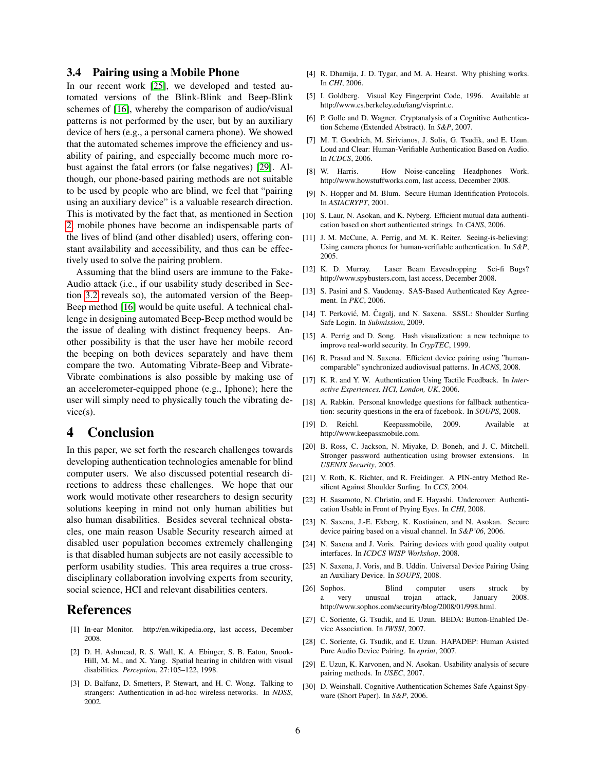### 3.4 Pairing using a Mobile Phone

In our recent work [25], we developed and tested automated versions of the Blink-Blink and Beep-Blink schemes of [16], whereby the comparison of audio/visual patterns is not performed by the user, but by an auxiliary device of hers (e.g., a personal camera phone). We showed that the automated schemes improve the efficiency and usability of pairing, and especially become much more robust against the fatal errors (or false negatives) [29]. Although, our phone-based pairing methods are not suitable to be used by people who are blind, we feel that "pairing using an auxiliary device" is a valuable research direction. This is motivated by the fact that, as mentioned in Section 2, mobile phones have become an indispensable parts of the lives of blind (and other disabled) users, offering constant availability and accessibility, and thus can be effectively used to solve the pairing problem.

Assuming that the blind users are immune to the Fake-Audio attack (i.e., if our usability study described in Section 3.2 reveals so), the automated version of the Beep-Beep method [16] would be quite useful. A technical challenge in designing automated Beep-Beep method would be the issue of dealing with distinct frequency beeps. Another possibility is that the user have her mobile record the beeping on both devices separately and have them compare the two. Automating Vibrate-Beep and Vibrate-Vibrate combinations is also possible by making use of an accelerometer-equipped phone (e.g., Iphone); here the user will simply need to physically touch the vibrating device(s).

## 4 Conclusion

In this paper, we set forth the research challenges towards developing authentication technologies amenable for blind computer users. We also discussed potential research directions to address these challenges. We hope that our work would motivate other researchers to design security solutions keeping in mind not only human abilities but also human disabilities. Besides several technical obstacles, one main reason Usable Security research aimed at disabled user population becomes extremely challenging is that disabled human subjects are not easily accessible to perform usability studies. This area requires a true cross-disciplinary collaboration involving experts from security, social science, HCI and relevant disabilities centers.

## References

[1] In-ear Monitor. http://en.wikipedia.org, last access, December 2008.

[2] D. H. Ashmead, R. S. Wall, K. A. Ebinger, S. B. Eaton, Snook-Hill, M. M., and X. Yang. Spatial hearing in children with visual disabilities. *Perception*, 27:105–122, 1998.

[3] D. Balfanz, D. Smetters, P. Stewart, and H. C. Wong. Talking to strangers: Authentication in ad-hoc wireless networks. In *NDSS*, 2002.

[4] R. Dhamija, J. D. Tygar, and M. A. Hearst. Why phishing works. In *CHI*, 2006.

[5] I. Goldberg. Visual Key Fingerprint Code, 1996. Available at http://www.cs.berkeley.edu/iang/visprint.c.

[6] P. Golle and D. Wagner. Cryptanalysis of a Cognitive Authentication Scheme (Extended Abstract). In *S&P*, 2007.

[7] M. T. Goodrich, M. Sirivianos, J. Solis, G. Tsudik, and E. Uzun. Loud and Clear: Human-Verifiable Authentication Based on Audio. In *ICDCS*, 2006.

[8] W. Harris. How Noise-canceling Headphones Work. http://www.howstuffworks.com, last access, December 2008.

[9] N. Hopper and M. Blum. Secure Human Identification Protocols. In *ASIACRYPT*, 2001.

[10] S. Laur, N. Asokan, and K. Nyberg. Efficient mutual data authentication based on short authenticated strings. In *CANS*, 2006.

[11] J. M. McCune, A. Perrig, and M. K. Reiter. Seeing-is-believing: Using camera phones for human-verifiable authentication. In *S&P*, 2005.

[12] K. D. Murray. Laser Beam Eavesdropping Sci-fi Bugs? http://www.spybusters.com, last access, December 2008.

[13] S. Pasini and S. Vaudenay. SAS-Based Authenticated Key Agreement. In *PKC*, 2006.

[14] T. Perković, M. Čagalj, and N. Saxena. SSSL: Shoulder Surfing Safe Login. In *Submission*, 2009.

[15] A. Perrig and D. Song. Hash visualization: a new technique to improve real-world security. In *CrypTEC*, 1999.

[16] R. Prasad and N. Saxena. Efficient device pairing using "human-comparable" synchronized audiovisual patterns. In *ACNS*, 2008.

[17] K. R. and Y. W. Authentication Using Tactile Feedback. In *Interactive Experiences, HCI, London, UK*, 2006.

[18] A. Rabkin. Personal knowledge questions for fallback authentication: security questions in the era of facebook. In *SOUPS*, 2008.

[19] D. Reichl. Keepassmobile, 2009. Available at http://www.keepassmobile.com.

[20] B. Ross, C. Jackson, N. Miyake, D. Boneh, and J. C. Mitchell. Stronger password authentication using browser extensions. In *USENIX Security*, 2005.

[21] V. Roth, K. Richter, and R. Freidinger. A PIN-entry Method Resilient Against Shoulder Surfing. In *CCS*, 2004.

[22] H. Sasamoto, N. Christin, and E. Hayashi. Undercover: Authentication Usable in Front of Prying Eyes. In *CHI*, 2008.

[23] N. Saxena, J.-E. Ekberg, K. Kostiainen, and N. Asokan. Secure device pairing based on a visual channel. In *S&P'06*, 2006.

[24] N. Saxena and J. Voris. Pairing devices with good quality output interfaces. In *ICDCS WISP Workshop*, 2008.

[25] N. Saxena, J. Voris, and B. Uddin. Universal Device Pairing Using an Auxiliary Device. In *SOUPS*, 2008.

[26] Sophos. Blind computer users struck by a very unusual trojan attack, January 2008. http://www.sophos.com/security/blog/2008/01/998.html.

[27] C. Soriente, G. Tsudik, and E. Uzun. BEDA: Button-Enabled Device Association. In *IWSSI*, 2007.

[28] C. Soriente, G. Tsudik, and E. Uzun. HAPADEP: Human Asisted Pure Audio Device Pairing. In *eprint*, 2007.

[29] E. Uzun, K. Karvonen, and N. Asokan. Usability analysis of secure pairing methods. In *USEC*, 2007.

[30] D. Weinshall. Cognitive Authentication Schemes Safe Against Spyware (Short Paper). In *S&P*, 2006.